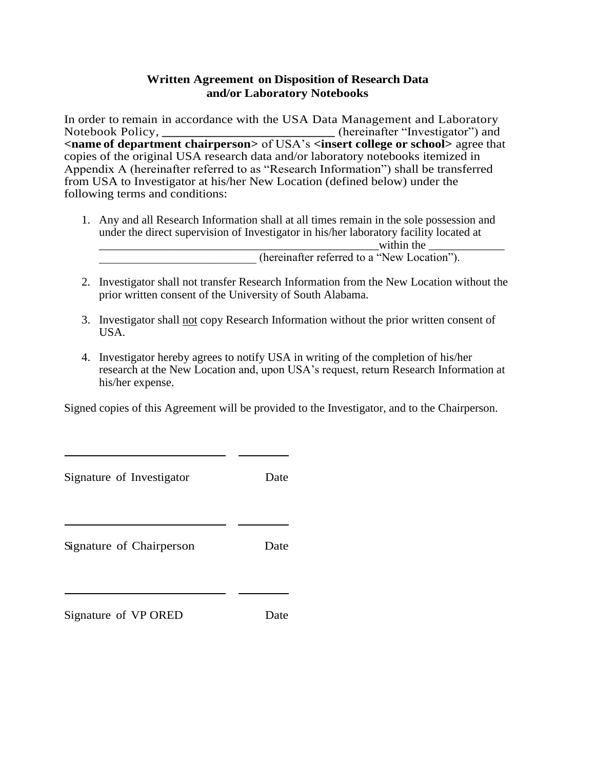**Written Agreement on Disposition of Research Data and/or Laboratory Notebooks**

In order to remain in accordance with the USA Data Management and Laboratory Notebook Policy, ___________________________ (hereinafter "Investigator") and **<name of department chairperson>** of USA's **<insert college or school>** agree that copies of the original USA research data and/or laboratory notebooks itemized in Appendix A (hereinafter referred to as "Research Information") shall be transferred from USA to Investigator at his/her New Location (defined below) under the following terms and conditions:

1. Any and all Research Information shall at all times remain in the sole possession and under the direct supervision of Investigator in his/her laboratory facility located at _______________________________________________within the _____________ __________________________ (hereinafter referred to a "New Location").

2. Investigator shall not transfer Research Information from the New Location without the prior written consent of the University of South Alabama.

3. Investigator shall <u>not</u> copy Research Information without the prior written consent of USA.

4. Investigator hereby agrees to notify USA in writing of the completion of his/her research at the New Location and, upon USA's request, return Research Information at his/her expense.

Signed copies of this Agreement will be provided to the Investigator, and to the Chairperson.

___________________________ ________

Signature of Investigator Date

___________________________ ________

Signature of Chairperson Date

___________________________ ________

Signature of VP ORED Date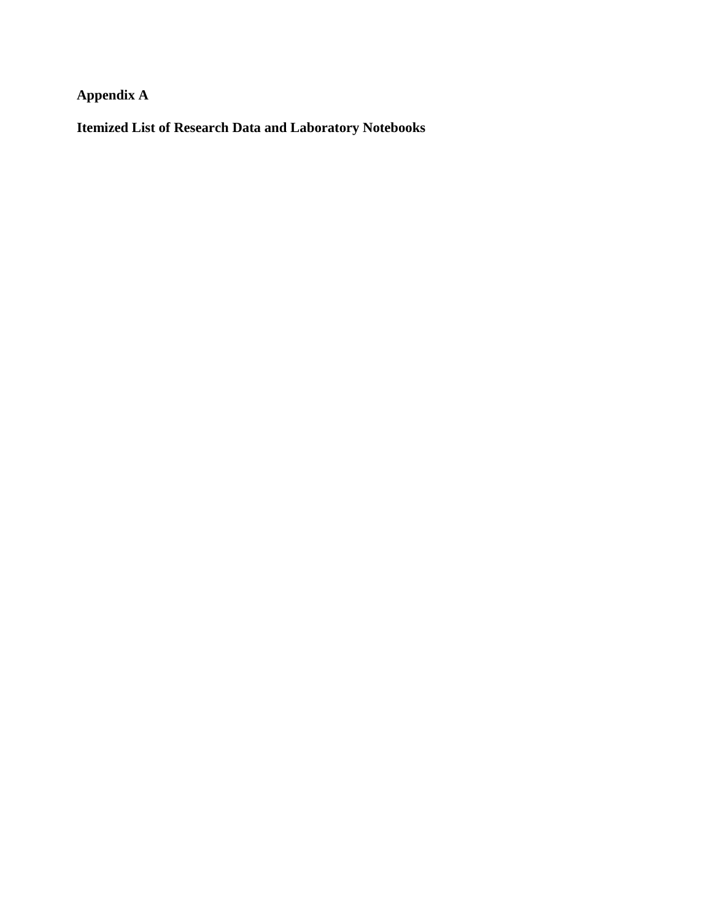# Appendix A

## Itemized List of Research Data and Laboratory Notebooks